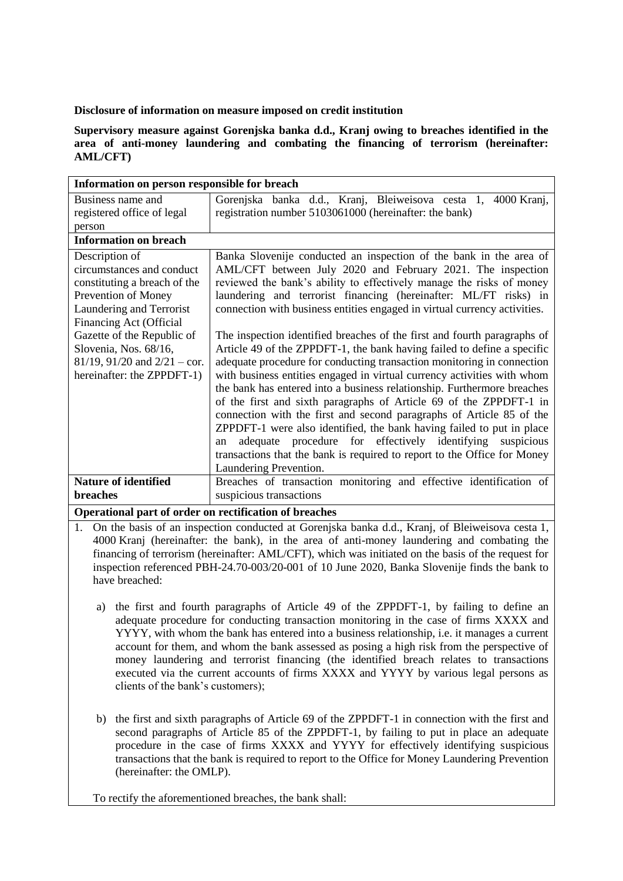**Disclosure of information on measure imposed on credit institution**

**Supervisory measure against Gorenjska banka d.d., Kranj owing to breaches identified in the area of anti-money laundering and combating the financing of terrorism (hereinafter: AML/CFT)**

| **Information on person responsible for breach** | |
|---|---|
| Business name and registered office of legal person | Gorenjska banka d.d., Kranj, Bleiweisova cesta 1, 4000 Kranj, registration number 5103061000 (hereinafter: the bank) |
| **Information on breach** | |
| Description of circumstances and conduct constituting a breach of the Prevention of Money Laundering and Terrorist Financing Act (Official Gazette of the Republic of Slovenia, Nos. 68/16, 81/19, 91/20 and 2/21 – cor. hereinafter: the ZPPDFT-1) | Banka Slovenije conducted an inspection of the bank in the area of AML/CFT between July 2020 and February 2021. The inspection reviewed the bank's ability to effectively manage the risks of money laundering and terrorist financing (hereinafter: ML/FT risks) in connection with business entities engaged in virtual currency activities.<br><br>The inspection identified breaches of the first and fourth paragraphs of Article 49 of the ZPPDFT-1, the bank having failed to define a specific adequate procedure for conducting transaction monitoring in connection with business entities engaged in virtual currency activities with whom the bank has entered into a business relationship. Furthermore breaches of the first and sixth paragraphs of Article 69 of the ZPPDFT-1 in connection with the first and second paragraphs of Article 85 of the ZPPDFT-1 were also identified, the bank having failed to put in place an adequate procedure for effectively identifying suspicious transactions that the bank is required to report to the Office for Money Laundering Prevention. |
| **Nature of identified breaches** | Breaches of transaction monitoring and effective identification of suspicious transactions |
| **Operational part of order on rectification of breaches** | |

1. On the basis of an inspection conducted at Gorenjska banka d.d., Kranj, of Bleiweisova cesta 1, 4000 Kranj (hereinafter: the bank), in the area of anti-money laundering and combating the financing of terrorism (hereinafter: AML/CFT), which was initiated on the basis of the request for inspection referenced PBH-24.70-003/20-001 of 10 June 2020, Banka Slovenije finds the bank to have breached:

   a) the first and fourth paragraphs of Article 49 of the ZPPDFT-1, by failing to define an adequate procedure for conducting transaction monitoring in the case of firms XXXX and YYYY, with whom the bank has entered into a business relationship, i.e. it manages a current account for them, and whom the bank assessed as posing a high risk from the perspective of money laundering and terrorist financing (the identified breach relates to transactions executed via the current accounts of firms XXXX and YYYY by various legal persons as clients of the bank's customers);

   b) the first and sixth paragraphs of Article 69 of the ZPPDFT-1 in connection with the first and second paragraphs of Article 85 of the ZPPDFT-1, by failing to put in place an adequate procedure in the case of firms XXXX and YYYY for effectively identifying suspicious transactions that the bank is required to report to the Office for Money Laundering Prevention (hereinafter: the OMLP).

   To rectify the aforementioned breaches, the bank shall: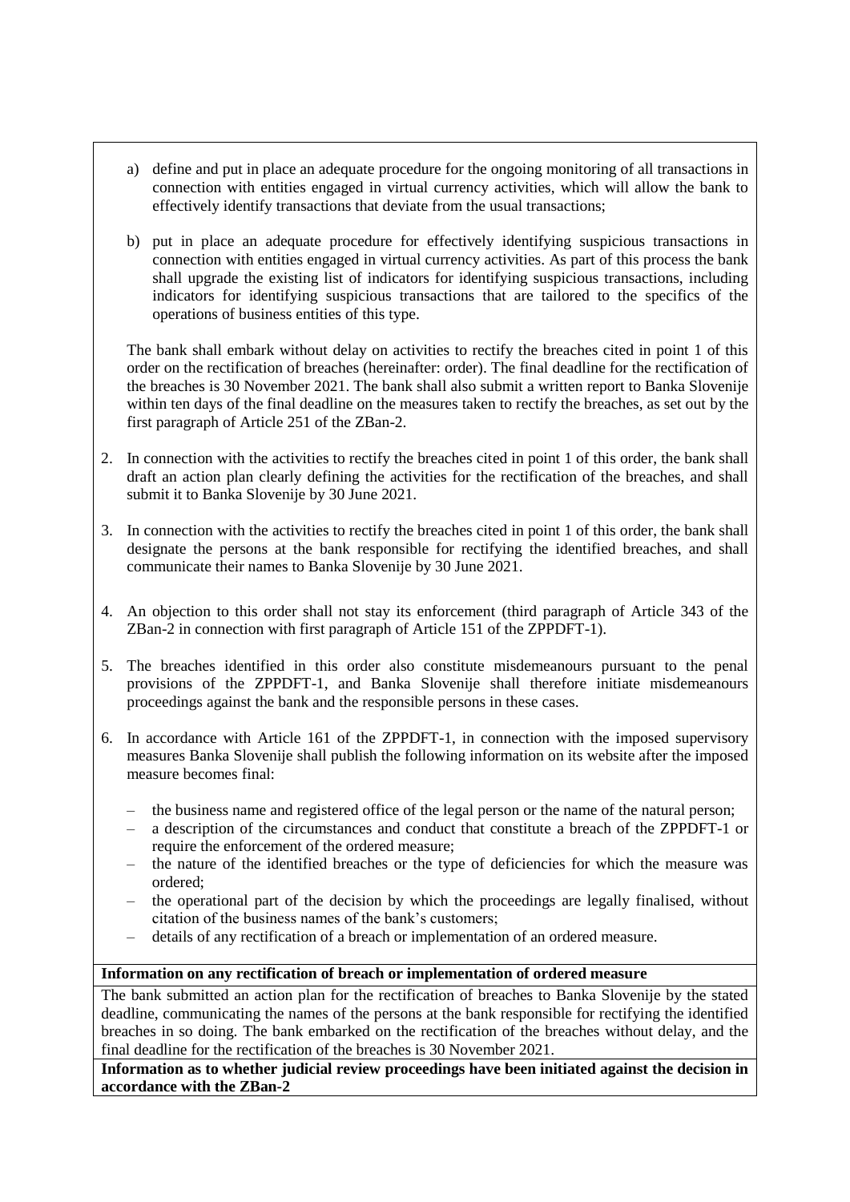a) define and put in place an adequate procedure for the ongoing monitoring of all transactions in connection with entities engaged in virtual currency activities, which will allow the bank to effectively identify transactions that deviate from the usual transactions;

b) put in place an adequate procedure for effectively identifying suspicious transactions in connection with entities engaged in virtual currency activities. As part of this process the bank shall upgrade the existing list of indicators for identifying suspicious transactions, including indicators for identifying suspicious transactions that are tailored to the specifics of the operations of business entities of this type.

The bank shall embark without delay on activities to rectify the breaches cited in point 1 of this order on the rectification of breaches (hereinafter: order). The final deadline for the rectification of the breaches is 30 November 2021. The bank shall also submit a written report to Banka Slovenije within ten days of the final deadline on the measures taken to rectify the breaches, as set out by the first paragraph of Article 251 of the ZBan-2.

2. In connection with the activities to rectify the breaches cited in point 1 of this order, the bank shall draft an action plan clearly defining the activities for the rectification of the breaches, and shall submit it to Banka Slovenije by 30 June 2021.

3. In connection with the activities to rectify the breaches cited in point 1 of this order, the bank shall designate the persons at the bank responsible for rectifying the identified breaches, and shall communicate their names to Banka Slovenije by 30 June 2021.

4. An objection to this order shall not stay its enforcement (third paragraph of Article 343 of the ZBan-2 in connection with first paragraph of Article 151 of the ZPPDFT-1).

5. The breaches identified in this order also constitute misdemeanours pursuant to the penal provisions of the ZPPDFT-1, and Banka Slovenije shall therefore initiate misdemeanours proceedings against the bank and the responsible persons in these cases.

6. In accordance with Article 161 of the ZPPDFT-1, in connection with the imposed supervisory measures Banka Slovenije shall publish the following information on its website after the imposed measure becomes final:

   – the business name and registered office of the legal person or the name of the natural person;
   – a description of the circumstances and conduct that constitute a breach of the ZPPDFT-1 or require the enforcement of the ordered measure;
   – the nature of the identified breaches or the type of deficiencies for which the measure was ordered;
   – the operational part of the decision by which the proceedings are legally finalised, without citation of the business names of the bank's customers;
   – details of any rectification of a breach or implementation of an ordered measure.

**Information on any rectification of breach or implementation of ordered measure**

The bank submitted an action plan for the rectification of breaches to Banka Slovenije by the stated deadline, communicating the names of the persons at the bank responsible for rectifying the identified breaches in so doing. The bank embarked on the rectification of the breaches without delay, and the final deadline for the rectification of the breaches is 30 November 2021.

**Information as to whether judicial review proceedings have been initiated against the decision in accordance with the ZBan-2**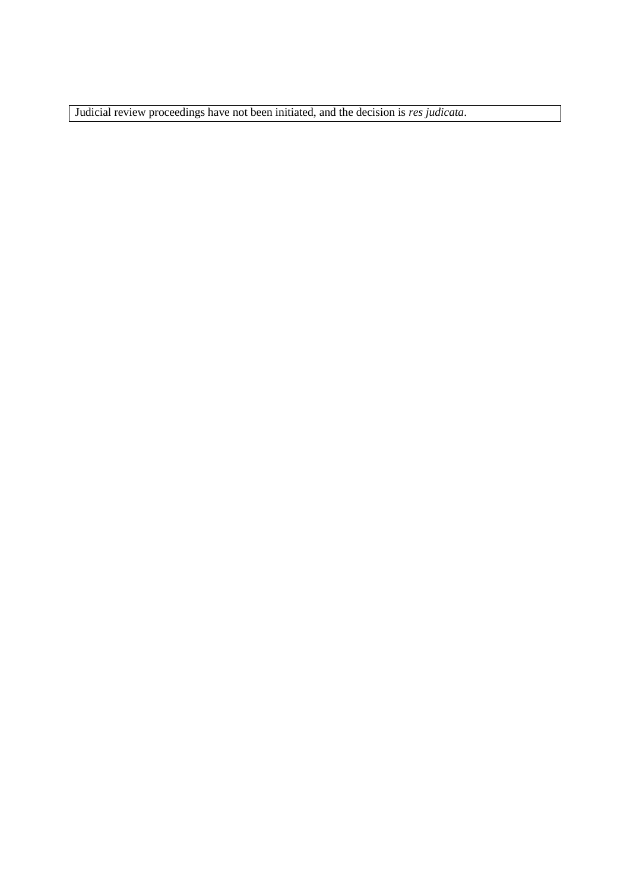| |
|---|
| Judicial review proceedings have not been initiated, and the decision is *res judicata*. |